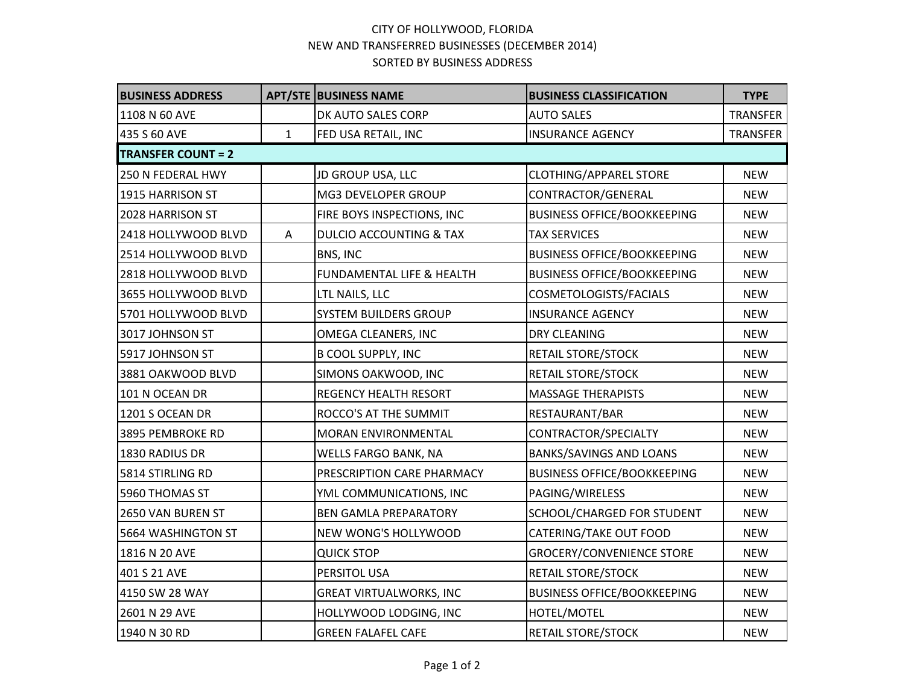CITY OF HOLLYWOOD, FLORIDA
NEW AND TRANSFERRED BUSINESSES (DECEMBER 2014)
SORTED BY BUSINESS ADDRESS

| BUSINESS ADDRESS | APT/STE | BUSINESS NAME | BUSINESS CLASSIFICATION | TYPE |
|---|---|---|---|---|
| 1108 N 60 AVE | | DK AUTO SALES CORP | AUTO SALES | TRANSFER |
| 435 S 60 AVE | 1 | FED USA RETAIL, INC | INSURANCE AGENCY | TRANSFER |
| **TRANSFER COUNT = 2** | | | | |
| 250 N FEDERAL HWY | | JD GROUP USA, LLC | CLOTHING/APPAREL STORE | NEW |
| 1915 HARRISON ST | | MG3 DEVELOPER GROUP | CONTRACTOR/GENERAL | NEW |
| 2028 HARRISON ST | | FIRE BOYS INSPECTIONS, INC | BUSINESS OFFICE/BOOKKEEPING | NEW |
| 2418 HOLLYWOOD BLVD | A | DULCIO ACCOUNTING & TAX | TAX SERVICES | NEW |
| 2514 HOLLYWOOD BLVD | | BNS, INC | BUSINESS OFFICE/BOOKKEEPING | NEW |
| 2818 HOLLYWOOD BLVD | | FUNDAMENTAL LIFE & HEALTH | BUSINESS OFFICE/BOOKKEEPING | NEW |
| 3655 HOLLYWOOD BLVD | | LTL NAILS, LLC | COSMETOLOGISTS/FACIALS | NEW |
| 5701 HOLLYWOOD BLVD | | SYSTEM BUILDERS GROUP | INSURANCE AGENCY | NEW |
| 3017 JOHNSON ST | | OMEGA CLEANERS, INC | DRY CLEANING | NEW |
| 5917 JOHNSON ST | | B COOL SUPPLY, INC | RETAIL STORE/STOCK | NEW |
| 3881 OAKWOOD BLVD | | SIMONS OAKWOOD, INC | RETAIL STORE/STOCK | NEW |
| 101 N OCEAN DR | | REGENCY HEALTH RESORT | MASSAGE THERAPISTS | NEW |
| 1201 S OCEAN DR | | ROCCO'S AT THE SUMMIT | RESTAURANT/BAR | NEW |
| 3895 PEMBROKE RD | | MORAN ENVIRONMENTAL | CONTRACTOR/SPECIALTY | NEW |
| 1830 RADIUS DR | | WELLS FARGO BANK, NA | BANKS/SAVINGS AND LOANS | NEW |
| 5814 STIRLING RD | | PRESCRIPTION CARE PHARMACY | BUSINESS OFFICE/BOOKKEEPING | NEW |
| 5960 THOMAS ST | | YML COMMUNICATIONS, INC | PAGING/WIRELESS | NEW |
| 2650 VAN BUREN ST | | BEN GAMLA PREPARATORY | SCHOOL/CHARGED FOR STUDENT | NEW |
| 5664 WASHINGTON ST | | NEW WONG'S HOLLYWOOD | CATERING/TAKE OUT FOOD | NEW |
| 1816 N 20 AVE | | QUICK STOP | GROCERY/CONVENIENCE STORE | NEW |
| 401 S 21 AVE | | PERSITOL USA | RETAIL STORE/STOCK | NEW |
| 4150 SW 28 WAY | | GREAT VIRTUALWORKS, INC | BUSINESS OFFICE/BOOKKEEPING | NEW |
| 2601 N 29 AVE | | HOLLYWOOD LODGING, INC | HOTEL/MOTEL | NEW |
| 1940 N 30 RD | | GREEN FALAFEL CAFE | RETAIL STORE/STOCK | NEW |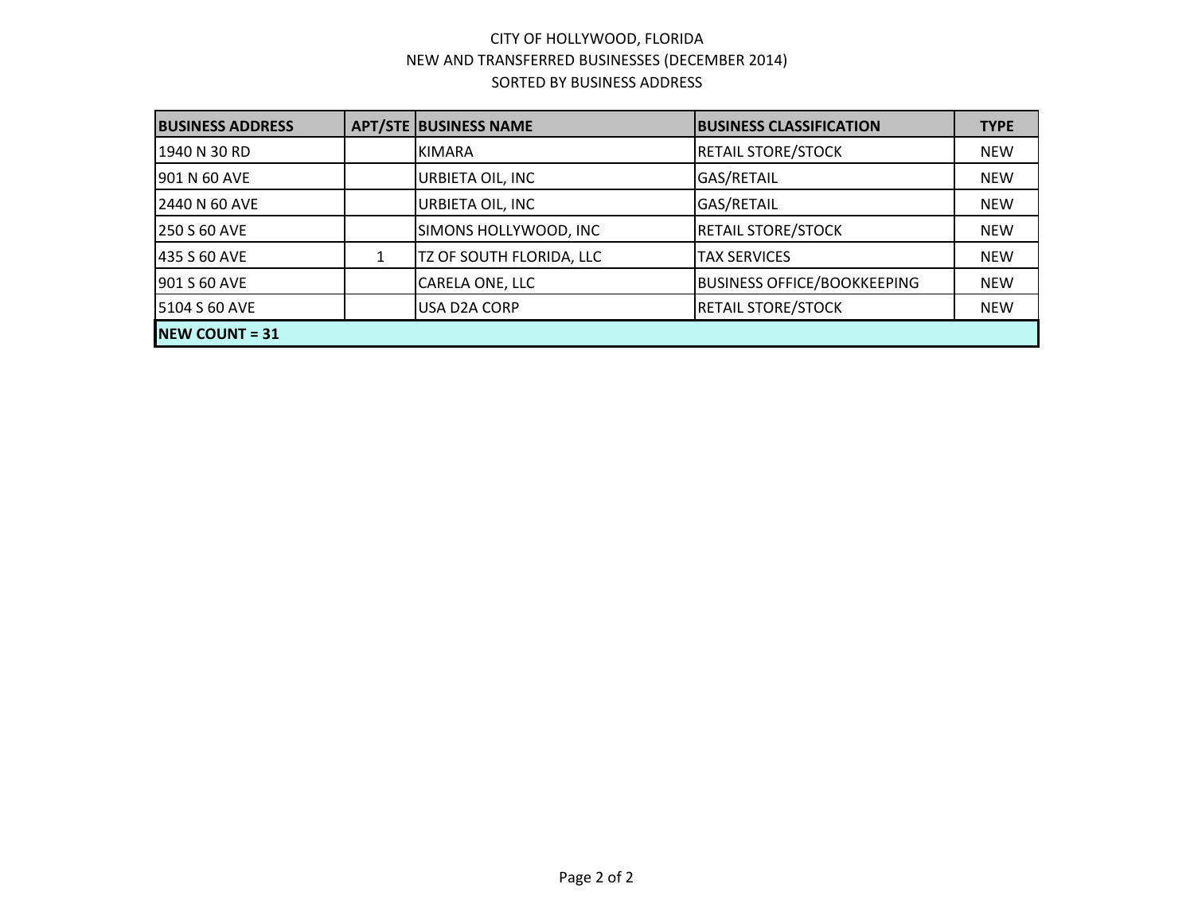CITY OF HOLLYWOOD, FLORIDA
NEW AND TRANSFERRED BUSINESSES (DECEMBER 2014)
SORTED BY BUSINESS ADDRESS

| BUSINESS ADDRESS | APT/STE | BUSINESS NAME | BUSINESS CLASSIFICATION | TYPE |
|---|---|---|---|---|
| 1940 N 30 RD | | KIMARA | RETAIL STORE/STOCK | NEW |
| 901 N 60 AVE | | URBIETA OIL, INC | GAS/RETAIL | NEW |
| 2440 N 60 AVE | | URBIETA OIL, INC | GAS/RETAIL | NEW |
| 250 S 60 AVE | | SIMONS HOLLYWOOD, INC | RETAIL STORE/STOCK | NEW |
| 435 S 60 AVE | 1 | TZ OF SOUTH FLORIDA, LLC | TAX SERVICES | NEW |
| 901 S 60 AVE | | CARELA ONE, LLC | BUSINESS OFFICE/BOOKKEEPING | NEW |
| 5104 S 60 AVE | | USA D2A CORP | RETAIL STORE/STOCK | NEW |
| **NEW COUNT = 31** | | | | |